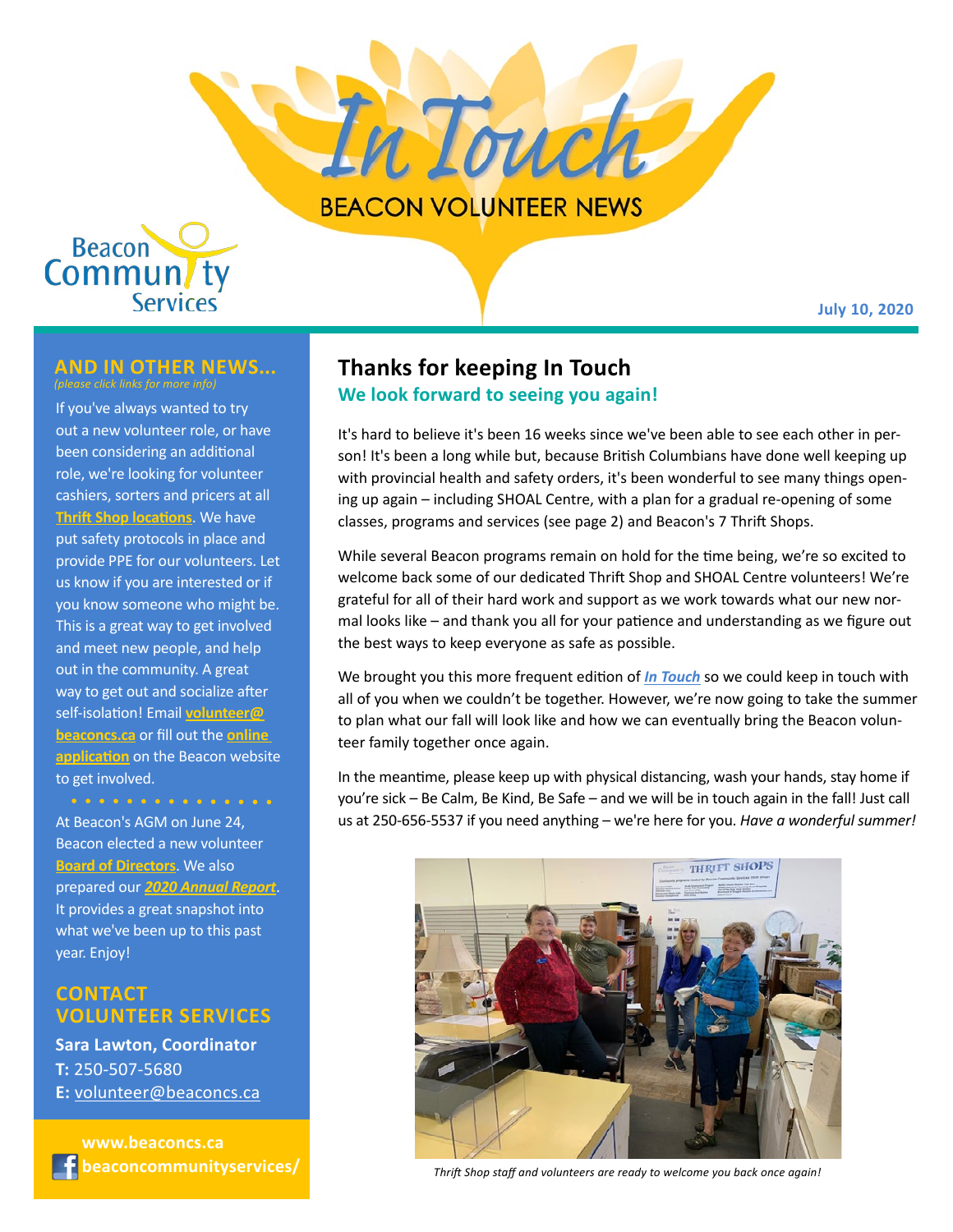# In Touch

BEACON VOLUNTEER NEWS

Beacon Community Services

**July 10, 2020**

## Thanks for keeping In Touch

### We look forward to seeing you again!

It's hard to believe it's been 16 weeks since we've been able to see each other in person! It's been a long while but, because British Columbians have done well keeping up with provincial health and safety orders, it's been wonderful to see many things opening up again – including SHOAL Centre, with a plan for a gradual re-opening of some classes, programs and services (see page 2) and Beacon's 7 Thrift Shops.

While several Beacon programs remain on hold for the time being, we're so excited to welcome back some of our dedicated Thrift Shop and SHOAL Centre volunteers! We're grateful for all of their hard work and support as we work towards what our new normal looks like – and thank you all for your patience and understanding as we figure out the best ways to keep everyone as safe as possible.

We brought you this more frequent edition of ***In Touch*** so we could keep in touch with all of you when we couldn't be together. However, we're now going to take the summer to plan what our fall will look like and how we can eventually bring the Beacon volunteer family together once again.

In the meantime, please keep up with physical distancing, wash your hands, stay home if you're sick – Be Calm, Be Kind, Be Safe – and we will be in touch again in the fall! Just call us at 250-656-5537 if you need anything – we're here for you. *Have a wonderful summer!*

*Thrift Shop staff and volunteers are ready to welcome you back once again!*

## AND IN OTHER NEWS...

*(please click links for more info)*

If you've always wanted to try out a new volunteer role, or have been considering an additional role, we're looking for volunteer cashiers, sorters and pricers at all **Thrift Shop locations**. We have put safety protocols in place and provide PPE for our volunteers. Let us know if you are interested or if you know someone who might be. This is a great way to get involved and meet new people, and help out in the community. A great way to get out and socialize after self-isolation! Email **volunteer@beaconcs.ca** or fill out the **online application** on the Beacon website to get involved.

At Beacon's AGM on June 24, Beacon elected a new volunteer **Board of Directors**. We also prepared our ***2020 Annual Report***. It provides a great snapshot into what we've been up to this past year. Enjoy!

## CONTACT VOLUNTEER SERVICES

**Sara Lawton, Coordinator**
**T:** 250-507-5680
**E:** volunteer@beaconcs.ca

**www.beaconcs.ca**
**beaconcommunityservices/**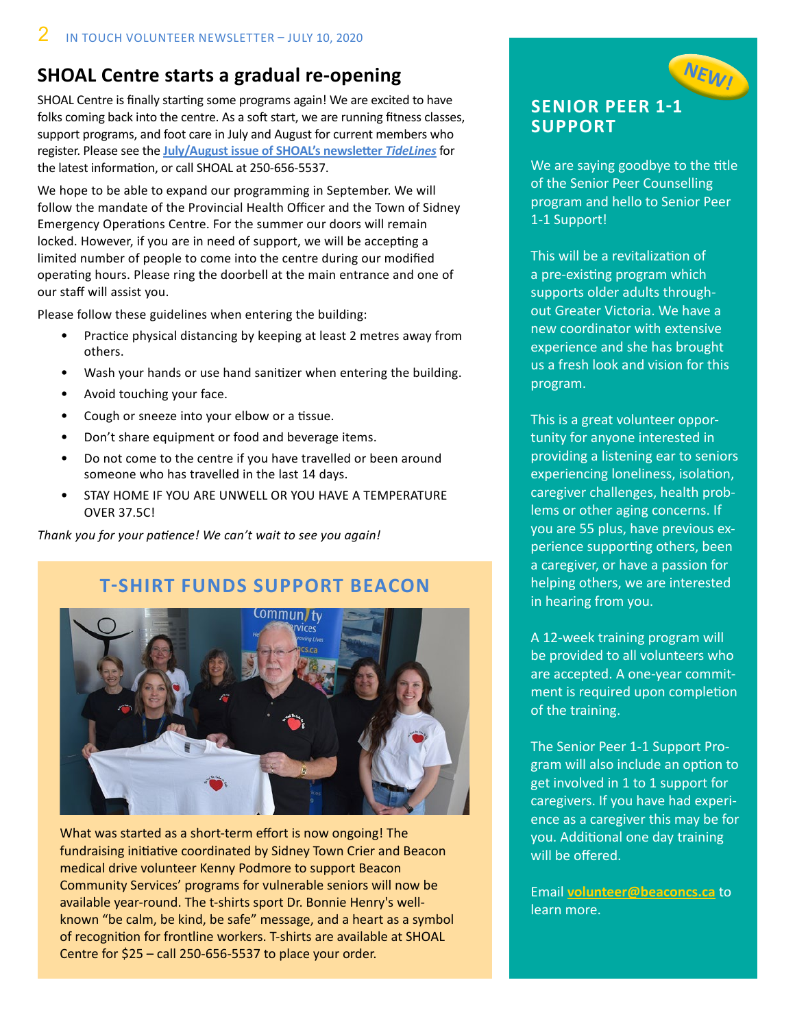## SHOAL Centre starts a gradual re-opening

SHOAL Centre is finally starting some programs again! We are excited to have folks coming back into the centre. As a soft start, we are running fitness classes, support programs, and foot care in July and August for current members who register. Please see the **July/August issue of SHOAL's newsletter *TideLines*** for the latest information, or call SHOAL at 250-656-5537.

We hope to be able to expand our programming in September. We will follow the mandate of the Provincial Health Officer and the Town of Sidney Emergency Operations Centre. For the summer our doors will remain locked. However, if you are in need of support, we will be accepting a limited number of people to come into the centre during our modified operating hours. Please ring the doorbell at the main entrance and one of our staff will assist you.

Please follow these guidelines when entering the building:

- Practice physical distancing by keeping at least 2 metres away from others.
- Wash your hands or use hand sanitizer when entering the building.
- Avoid touching your face.
- Cough or sneeze into your elbow or a tissue.
- Don't share equipment or food and beverage items.
- Do not come to the centre if you have travelled or been around someone who has travelled in the last 14 days.
- STAY HOME IF YOU ARE UNWELL OR YOU HAVE A TEMPERATURE OVER 37.5C!

*Thank you for your patience! We can't wait to see you again!*

## T-SHIRT FUNDS SUPPORT BEACON

What was started as a short-term effort is now ongoing! The fundraising initiative coordinated by Sidney Town Crier and Beacon medical drive volunteer Kenny Podmore to support Beacon Community Services' programs for vulnerable seniors will now be available year-round. The t-shirts sport Dr. Bonnie Henry's well-known "be calm, be kind, be safe" message, and a heart as a symbol of recognition for frontline workers. T-shirts are available at SHOAL Centre for $25 – call 250-656-5537 to place your order.

## NEW! SENIOR PEER 1-1 SUPPORT

We are saying goodbye to the title of the Senior Peer Counselling program and hello to Senior Peer 1-1 Support!

This will be a revitalization of a pre-existing program which supports older adults throughout Greater Victoria. We have a new coordinator with extensive experience and she has brought us a fresh look and vision for this program.

This is a great volunteer opportunity for anyone interested in providing a listening ear to seniors experiencing loneliness, isolation, caregiver challenges, health problems or other aging concerns. If you are 55 plus, have previous experience supporting others, been a caregiver, or have a passion for helping others, we are interested in hearing from you.

A 12-week training program will be provided to all volunteers who are accepted. A one-year commitment is required upon completion of the training.

The Senior Peer 1-1 Support Program will also include an option to get involved in 1 to 1 support for caregivers. If you have had experience as a caregiver this may be for you. Additional one day training will be offered.

Email **volunteer@beaconcs.ca** to learn more.